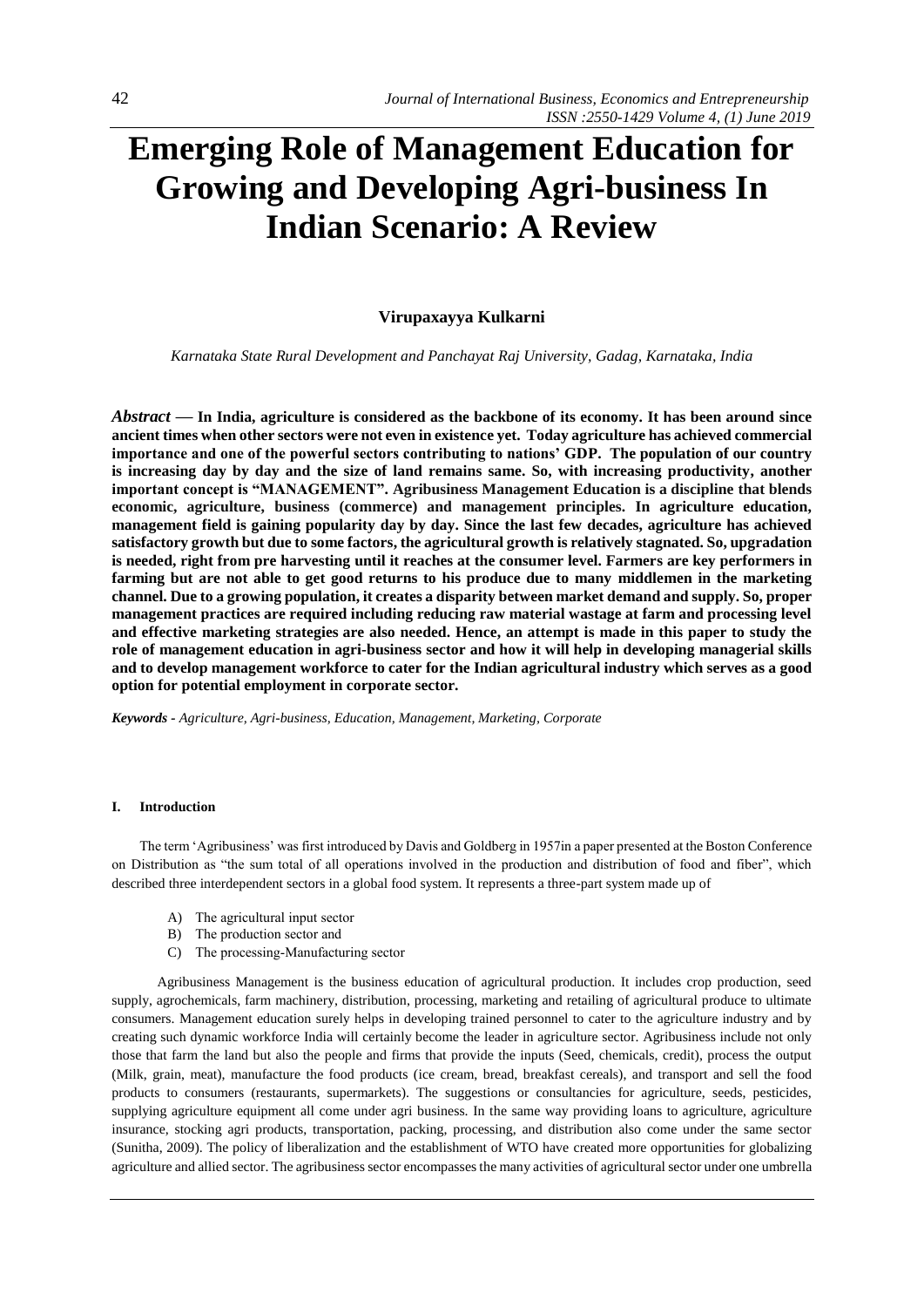# Emerging Role of Management Education for Growing and Developing Agri-business In Indian Scenario: A Review

**Virupaxayya Kulkarni**

*Karnataka State Rural Development and Panchayat Raj University, Gadag, Karnataka, India*

***Abstract* — In India, agriculture is considered as the backbone of its economy. It has been around since ancient times when other sectors were not even in existence yet. Today agriculture has achieved commercial importance and one of the powerful sectors contributing to nations' GDP. The population of our country is increasing day by day and the size of land remains same. So, with increasing productivity, another important concept is "MANAGEMENT". Agribusiness Management Education is a discipline that blends economic, agriculture, business (commerce) and management principles. In agriculture education, management field is gaining popularity day by day. Since the last few decades, agriculture has achieved satisfactory growth but due to some factors, the agricultural growth is relatively stagnated. So, upgradation is needed, right from pre harvesting until it reaches at the consumer level. Farmers are key performers in farming but are not able to get good returns to his produce due to many middlemen in the marketing channel. Due to a growing population, it creates a disparity between market demand and supply. So, proper management practices are required including reducing raw material wastage at farm and processing level and effective marketing strategies are also needed. Hence, an attempt is made in this paper to study the role of management education in agri-business sector and how it will help in developing managerial skills and to develop management workforce to cater for the Indian agricultural industry which serves as a good option for potential employment in corporate sector.**

***Keywords** - Agriculture, Agri-business, Education, Management, Marketing, Corporate*

## I. Introduction

The term 'Agribusiness' was first introduced by Davis and Goldberg in 1957in a paper presented at the Boston Conference on Distribution as "the sum total of all operations involved in the production and distribution of food and fiber", which described three interdependent sectors in a global food system. It represents a three-part system made up of

A) The agricultural input sector
B) The production sector and
C) The processing-Manufacturing sector

Agribusiness Management is the business education of agricultural production. It includes crop production, seed supply, agrochemicals, farm machinery, distribution, processing, marketing and retailing of agricultural produce to ultimate consumers. Management education surely helps in developing trained personnel to cater to the agriculture industry and by creating such dynamic workforce India will certainly become the leader in agriculture sector. Agribusiness include not only those that farm the land but also the people and firms that provide the inputs (Seed, chemicals, credit), process the output (Milk, grain, meat), manufacture the food products (ice cream, bread, breakfast cereals), and transport and sell the food products to consumers (restaurants, supermarkets). The suggestions or consultancies for agriculture, seeds, pesticides, supplying agriculture equipment all come under agri business. In the same way providing loans to agriculture, agriculture insurance, stocking agri products, transportation, packing, processing, and distribution also come under the same sector (Sunitha, 2009). The policy of liberalization and the establishment of WTO have created more opportunities for globalizing agriculture and allied sector. The agribusiness sector encompasses the many activities of agricultural sector under one umbrella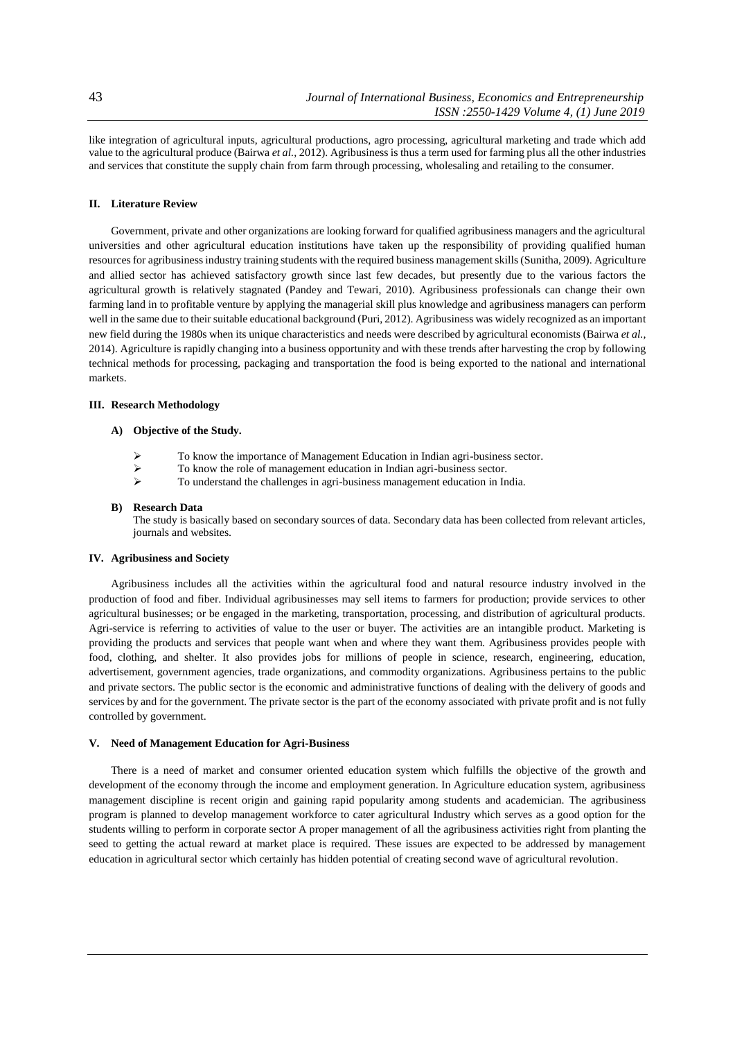like integration of agricultural inputs, agricultural productions, agro processing, agricultural marketing and trade which add value to the agricultural produce (Bairwa *et al.,* 2012). Agribusiness is thus a term used for farming plus all the other industries and services that constitute the supply chain from farm through processing, wholesaling and retailing to the consumer.

## II. Literature Review

Government, private and other organizations are looking forward for qualified agribusiness managers and the agricultural universities and other agricultural education institutions have taken up the responsibility of providing qualified human resources for agribusiness industry training students with the required business management skills (Sunitha, 2009). Agriculture and allied sector has achieved satisfactory growth since last few decades, but presently due to the various factors the agricultural growth is relatively stagnated (Pandey and Tewari, 2010). Agribusiness professionals can change their own farming land in to profitable venture by applying the managerial skill plus knowledge and agribusiness managers can perform well in the same due to their suitable educational background (Puri, 2012). Agribusiness was widely recognized as an important new field during the 1980s when its unique characteristics and needs were described by agricultural economists (Bairwa *et al.,* 2014). Agriculture is rapidly changing into a business opportunity and with these trends after harvesting the crop by following technical methods for processing, packaging and transportation the food is being exported to the national and international markets.

## III. Research Methodology

### A) Objective of the Study.

- To know the importance of Management Education in Indian agri-business sector.
- To know the role of management education in Indian agri-business sector.
- To understand the challenges in agri-business management education in India.

### B) Research Data

The study is basically based on secondary sources of data. Secondary data has been collected from relevant articles, journals and websites.

## IV. Agribusiness and Society

Agribusiness includes all the activities within the agricultural food and natural resource industry involved in the production of food and fiber. Individual agribusinesses may sell items to farmers for production; provide services to other agricultural businesses; or be engaged in the marketing, transportation, processing, and distribution of agricultural products. Agri-service is referring to activities of value to the user or buyer. The activities are an intangible product. Marketing is providing the products and services that people want when and where they want them. Agribusiness provides people with food, clothing, and shelter. It also provides jobs for millions of people in science, research, engineering, education, advertisement, government agencies, trade organizations, and commodity organizations. Agribusiness pertains to the public and private sectors. The public sector is the economic and administrative functions of dealing with the delivery of goods and services by and for the government. The private sector is the part of the economy associated with private profit and is not fully controlled by government.

## V. Need of Management Education for Agri-Business

There is a need of market and consumer oriented education system which fulfills the objective of the growth and development of the economy through the income and employment generation. In Agriculture education system, agribusiness management discipline is recent origin and gaining rapid popularity among students and academician. The agribusiness program is planned to develop management workforce to cater agricultural Industry which serves as a good option for the students willing to perform in corporate sector A proper management of all the agribusiness activities right from planting the seed to getting the actual reward at market place is required. These issues are expected to be addressed by management education in agricultural sector which certainly has hidden potential of creating second wave of agricultural revolution.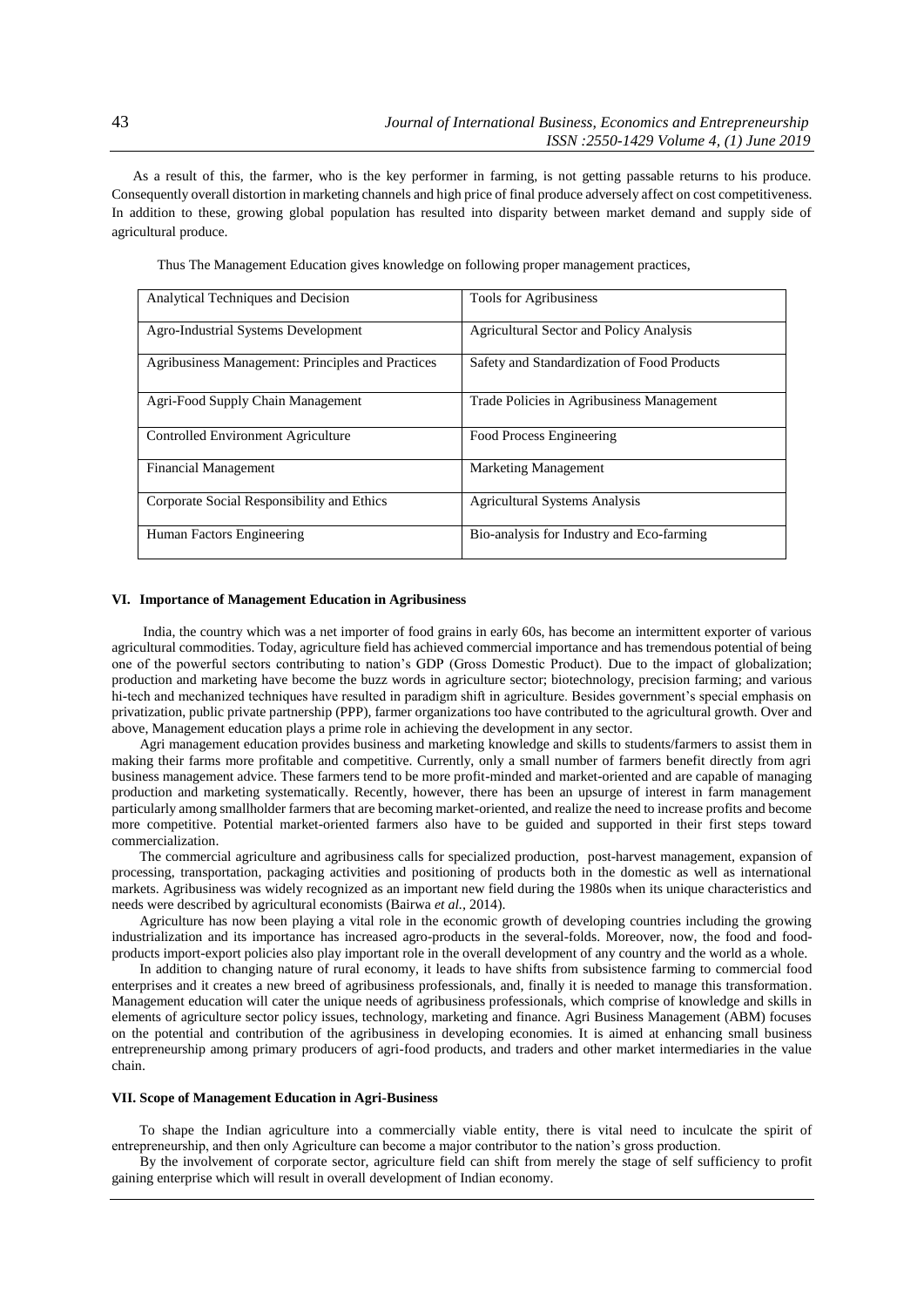As a result of this, the farmer, who is the key performer in farming, is not getting passable returns to his produce. Consequently overall distortion in marketing channels and high price of final produce adversely affect on cost competitiveness. In addition to these, growing global population has resulted into disparity between market demand and supply side of agricultural produce.

Thus The Management Education gives knowledge on following proper management practices,

| Analytical Techniques and Decision | Tools for Agribusiness |
|---|---|
| Agro-Industrial Systems Development | Agricultural Sector and Policy Analysis |
| Agribusiness Management: Principles and Practices | Safety and Standardization of Food Products |
| Agri-Food Supply Chain Management | Trade Policies in Agribusiness Management |
| Controlled Environment Agriculture | Food Process Engineering |
| Financial Management | Marketing Management |
| Corporate Social Responsibility and Ethics | Agricultural Systems Analysis |
| Human Factors Engineering | Bio-analysis for Industry and Eco-farming |

## VI. Importance of Management Education in Agribusiness

India, the country which was a net importer of food grains in early 60s, has become an intermittent exporter of various agricultural commodities. Today, agriculture field has achieved commercial importance and has tremendous potential of being one of the powerful sectors contributing to nation's GDP (Gross Domestic Product). Due to the impact of globalization; production and marketing have become the buzz words in agriculture sector; biotechnology, precision farming; and various hi-tech and mechanized techniques have resulted in paradigm shift in agriculture. Besides government's special emphasis on privatization, public private partnership (PPP), farmer organizations too have contributed to the agricultural growth. Over and above, Management education plays a prime role in achieving the development in any sector.

Agri management education provides business and marketing knowledge and skills to students/farmers to assist them in making their farms more profitable and competitive. Currently, only a small number of farmers benefit directly from agri business management advice. These farmers tend to be more profit-minded and market-oriented and are capable of managing production and marketing systematically. Recently, however, there has been an upsurge of interest in farm management particularly among smallholder farmers that are becoming market-oriented, and realize the need to increase profits and become more competitive. Potential market-oriented farmers also have to be guided and supported in their first steps toward commercialization.

The commercial agriculture and agribusiness calls for specialized production, post-harvest management, expansion of processing, transportation, packaging activities and positioning of products both in the domestic as well as international markets. Agribusiness was widely recognized as an important new field during the 1980s when its unique characteristics and needs were described by agricultural economists (Bairwa *et al.*, 2014).

Agriculture has now been playing a vital role in the economic growth of developing countries including the growing industrialization and its importance has increased agro-products in the several-folds. Moreover, now, the food and food-products import-export policies also play important role in the overall development of any country and the world as a whole.

In addition to changing nature of rural economy, it leads to have shifts from subsistence farming to commercial food enterprises and it creates a new breed of agribusiness professionals, and, finally it is needed to manage this transformation. Management education will cater the unique needs of agribusiness professionals, which comprise of knowledge and skills in elements of agriculture sector policy issues, technology, marketing and finance. Agri Business Management (ABM) focuses on the potential and contribution of the agribusiness in developing economies. It is aimed at enhancing small business entrepreneurship among primary producers of agri-food products, and traders and other market intermediaries in the value chain.

## VII. Scope of Management Education in Agri-Business

To shape the Indian agriculture into a commercially viable entity, there is vital need to inculcate the spirit of entrepreneurship, and then only Agriculture can become a major contributor to the nation's gross production.

By the involvement of corporate sector, agriculture field can shift from merely the stage of self sufficiency to profit gaining enterprise which will result in overall development of Indian economy.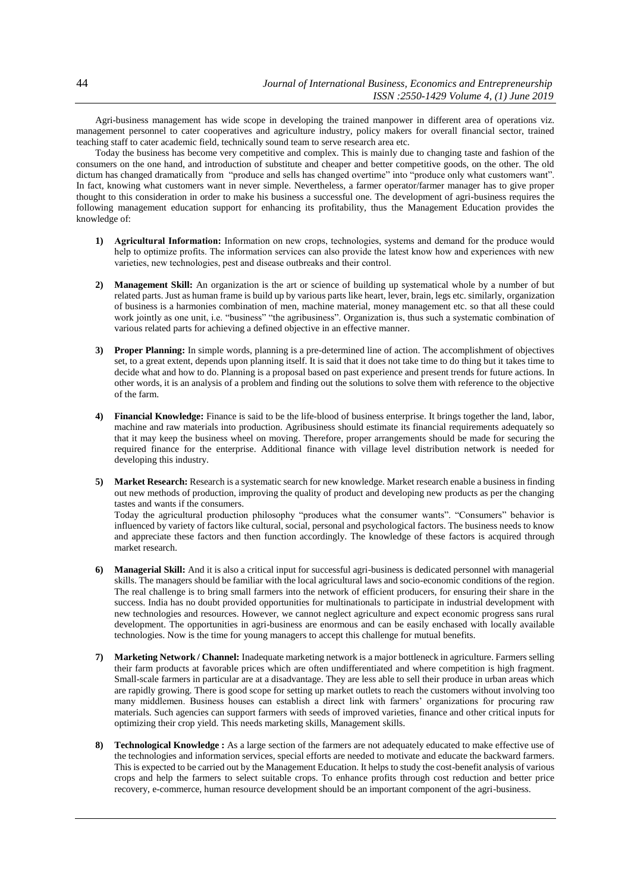Agri-business management has wide scope in developing the trained manpower in different area of operations viz. management personnel to cater cooperatives and agriculture industry, policy makers for overall financial sector, trained teaching staff to cater academic field, technically sound team to serve research area etc.

Today the business has become very competitive and complex. This is mainly due to changing taste and fashion of the consumers on the one hand, and introduction of substitute and cheaper and better competitive goods, on the other. The old dictum has changed dramatically from "produce and sells has changed overtime" into "produce only what customers want". In fact, knowing what customers want in never simple. Nevertheless, a farmer operator/farmer manager has to give proper thought to this consideration in order to make his business a successful one. The development of agri-business requires the following management education support for enhancing its profitability, thus the Management Education provides the knowledge of:

1) **Agricultural Information:** Information on new crops, technologies, systems and demand for the produce would help to optimize profits. The information services can also provide the latest know how and experiences with new varieties, new technologies, pest and disease outbreaks and their control.

2) **Management Skill:** An organization is the art or science of building up systematical whole by a number of but related parts. Just as human frame is build up by various parts like heart, lever, brain, legs etc. similarly, organization of business is a harmonies combination of men, machine material, money management etc. so that all these could work jointly as one unit, i.e. "business" "the agribusiness". Organization is, thus such a systematic combination of various related parts for achieving a defined objective in an effective manner.

3) **Proper Planning:** In simple words, planning is a pre-determined line of action. The accomplishment of objectives set, to a great extent, depends upon planning itself. It is said that it does not take time to do thing but it takes time to decide what and how to do. Planning is a proposal based on past experience and present trends for future actions. In other words, it is an analysis of a problem and finding out the solutions to solve them with reference to the objective of the farm.

4) **Financial Knowledge:** Finance is said to be the life-blood of business enterprise. It brings together the land, labor, machine and raw materials into production. Agribusiness should estimate its financial requirements adequately so that it may keep the business wheel on moving. Therefore, proper arrangements should be made for securing the required finance for the enterprise. Additional finance with village level distribution network is needed for developing this industry.

5) **Market Research:** Research is a systematic search for new knowledge. Market research enable a business in finding out new methods of production, improving the quality of product and developing new products as per the changing tastes and wants if the consumers.
   Today the agricultural production philosophy "produces what the consumer wants". "Consumers" behavior is influenced by variety of factors like cultural, social, personal and psychological factors. The business needs to know and appreciate these factors and then function accordingly. The knowledge of these factors is acquired through market research.

6) **Managerial Skill:** And it is also a critical input for successful agri-business is dedicated personnel with managerial skills. The managers should be familiar with the local agricultural laws and socio-economic conditions of the region. The real challenge is to bring small farmers into the network of efficient producers, for ensuring their share in the success. India has no doubt provided opportunities for multinationals to participate in industrial development with new technologies and resources. However, we cannot neglect agriculture and expect economic progress sans rural development. The opportunities in agri-business are enormous and can be easily enchased with locally available technologies. Now is the time for young managers to accept this challenge for mutual benefits.

7) **Marketing Network / Channel:** Inadequate marketing network is a major bottleneck in agriculture. Farmers selling their farm products at favorable prices which are often undifferentiated and where competition is high fragment. Small-scale farmers in particular are at a disadvantage. They are less able to sell their produce in urban areas which are rapidly growing. There is good scope for setting up market outlets to reach the customers without involving too many middlemen. Business houses can establish a direct link with farmers' organizations for procuring raw materials. Such agencies can support farmers with seeds of improved varieties, finance and other critical inputs for optimizing their crop yield. This needs marketing skills, Management skills.

8) **Technological Knowledge :** As a large section of the farmers are not adequately educated to make effective use of the technologies and information services, special efforts are needed to motivate and educate the backward farmers. This is expected to be carried out by the Management Education. It helps to study the cost-benefit analysis of various crops and help the farmers to select suitable crops. To enhance profits through cost reduction and better price recovery, e-commerce, human resource development should be an important component of the agri-business.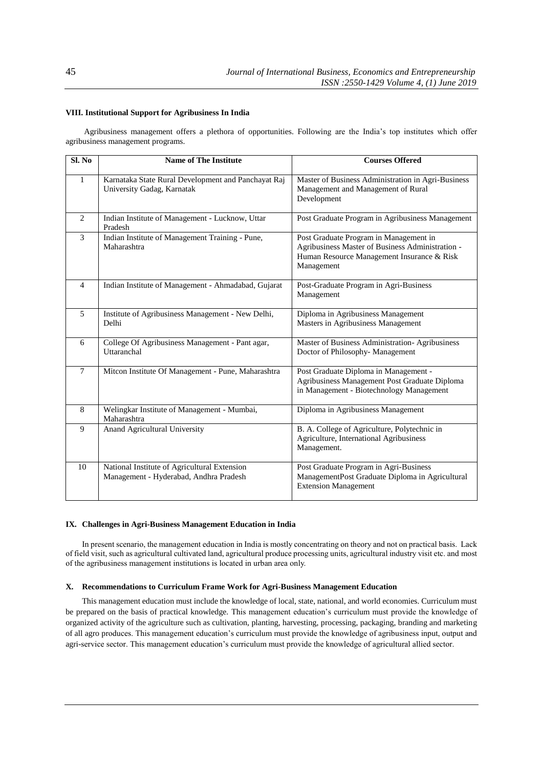### VIII. Institutional Support for Agribusiness In India

Agribusiness management offers a plethora of opportunities. Following are the India's top institutes which offer agribusiness management programs.

| Sl. No | Name of The Institute | Courses Offered |
|---|---|---|
| 1 | Karnataka State Rural Development and Panchayat Raj University Gadag, Karnatak | Master of Business Administration in Agri-Business Management and Management of Rural Development |
| 2 | Indian Institute of Management - Lucknow, Uttar Pradesh | Post Graduate Program in Agribusiness Management |
| 3 | Indian Institute of Management Training - Pune, Maharashtra | Post Graduate Program in Management in Agribusiness Master of Business Administration - Human Resource Management Insurance & Risk Management |
| 4 | Indian Institute of Management - Ahmadabad, Gujarat | Post-Graduate Program in Agri-Business Management |
| 5 | Institute of Agribusiness Management - New Delhi, Delhi | Diploma in Agribusiness Management<br>Masters in Agribusiness Management |
| 6 | College Of Agribusiness Management - Pant agar, Uttaranchal | Master of Business Administration- Agribusiness<br>Doctor of Philosophy- Management |
| 7 | Mitcon Institute Of Management - Pune, Maharashtra | Post Graduate Diploma in Management - Agribusiness Management Post Graduate Diploma in Management - Biotechnology Management |
| 8 | Welingkar Institute of Management - Mumbai, Maharashtra | Diploma in Agribusiness Management |
| 9 | Anand Agricultural University | B. A. College of Agriculture, Polytechnic in Agriculture, International Agribusiness Management. |
| 10 | National Institute of Agricultural Extension Management - Hyderabad, Andhra Pradesh | Post Graduate Program in Agri-Business ManagementPost Graduate Diploma in Agricultural Extension Management |

### IX. Challenges in Agri-Business Management Education in India

In present scenario, the management education in India is mostly concentrating on theory and not on practical basis. Lack of field visit, such as agricultural cultivated land, agricultural produce processing units, agricultural industry visit etc. and most of the agribusiness management institutions is located in urban area only.

### X. Recommendations to Curriculum Frame Work for Agri-Business Management Education

This management education must include the knowledge of local, state, national, and world economies. Curriculum must be prepared on the basis of practical knowledge. This management education's curriculum must provide the knowledge of organized activity of the agriculture such as cultivation, planting, harvesting, processing, packaging, branding and marketing of all agro produces. This management education's curriculum must provide the knowledge of agribusiness input, output and agri-service sector. This management education's curriculum must provide the knowledge of agricultural allied sector.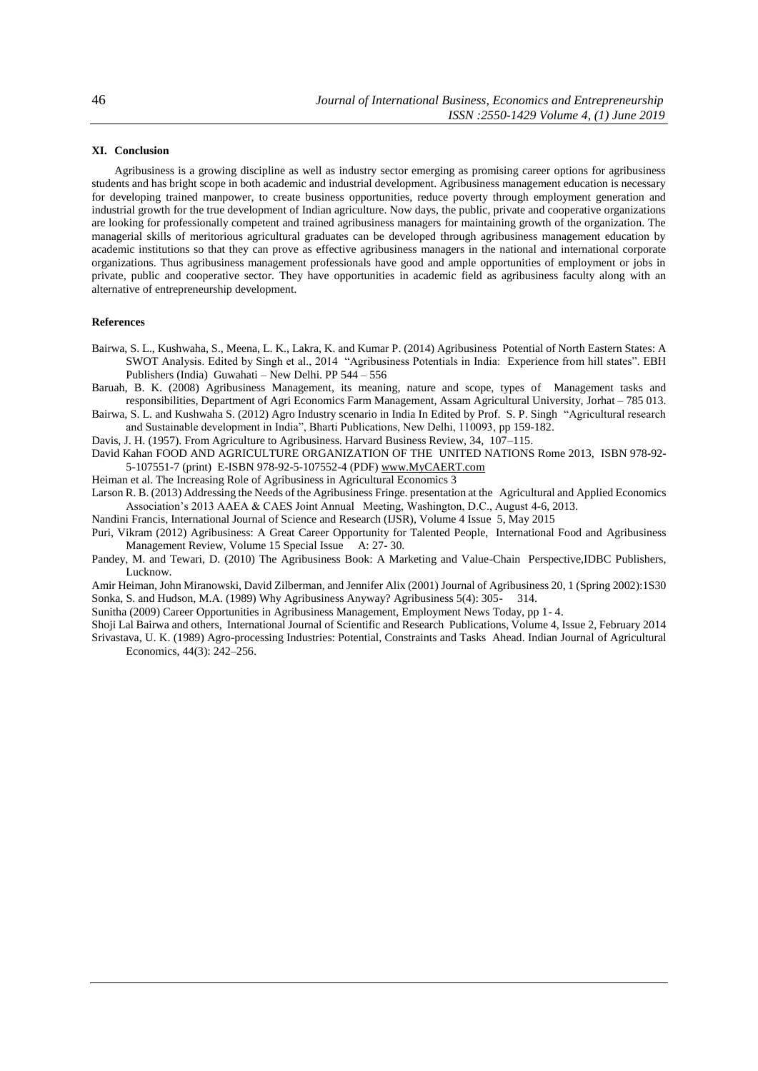## XI. Conclusion

Agribusiness is a growing discipline as well as industry sector emerging as promising career options for agribusiness students and has bright scope in both academic and industrial development. Agribusiness management education is necessary for developing trained manpower, to create business opportunities, reduce poverty through employment generation and industrial growth for the true development of Indian agriculture. Now days, the public, private and cooperative organizations are looking for professionally competent and trained agribusiness managers for maintaining growth of the organization. The managerial skills of meritorious agricultural graduates can be developed through agribusiness management education by academic institutions so that they can prove as effective agribusiness managers in the national and international corporate organizations. Thus agribusiness management professionals have good and ample opportunities of employment or jobs in private, public and cooperative sector. They have opportunities in academic field as agribusiness faculty along with an alternative of entrepreneurship development.

## References

Bairwa, S. L., Kushwaha, S., Meena, L. K., Lakra, K. and Kumar P. (2014) Agribusiness Potential of North Eastern States: A SWOT Analysis. Edited by Singh et al., 2014 "Agribusiness Potentials in India: Experience from hill states". EBH Publishers (India) Guwahati – New Delhi. PP 544 – 556

Baruah, B. K. (2008) Agribusiness Management, its meaning, nature and scope, types of Management tasks and responsibilities, Department of Agri Economics Farm Management, Assam Agricultural University, Jorhat – 785 013.

Bairwa, S. L. and Kushwaha S. (2012) Agro Industry scenario in India In Edited by Prof. S. P. Singh "Agricultural research and Sustainable development in India", Bharti Publications, New Delhi, 110093, pp 159-182.

Davis, J. H. (1957). From Agriculture to Agribusiness. Harvard Business Review, 34, 107–115.

David Kahan FOOD AND AGRICULTURE ORGANIZATION OF THE UNITED NATIONS Rome 2013, ISBN 978-92-5-107551-7 (print) E-ISBN 978-92-5-107552-4 (PDF) www.MyCAERT.com

Heiman et al. The Increasing Role of Agribusiness in Agricultural Economics 3

Larson R. B. (2013) Addressing the Needs of the Agribusiness Fringe. presentation at the Agricultural and Applied Economics Association's 2013 AAEA & CAES Joint Annual Meeting, Washington, D.C., August 4-6, 2013.

Nandini Francis, International Journal of Science and Research (IJSR), Volume 4 Issue 5, May 2015

Puri, Vikram (2012) Agribusiness: A Great Career Opportunity for Talented People, International Food and Agribusiness Management Review, Volume 15 Special Issue A: 27- 30.

Pandey, M. and Tewari, D. (2010) The Agribusiness Book: A Marketing and Value-Chain Perspective,IDBC Publishers, Lucknow.

Amir Heiman, John Miranowski, David Zilberman, and Jennifer Alix (2001) Journal of Agribusiness 20, 1 (Spring 2002):1S30

Sonka, S. and Hudson, M.A. (1989) Why Agribusiness Anyway? Agribusiness 5(4): 305- 314.

Sunitha (2009) Career Opportunities in Agribusiness Management, Employment News Today, pp 1- 4.

Shoji Lal Bairwa and others, International Journal of Scientific and Research Publications, Volume 4, Issue 2, February 2014

Srivastava, U. K. (1989) Agro-processing Industries: Potential, Constraints and Tasks Ahead. Indian Journal of Agricultural Economics, 44(3): 242–256.